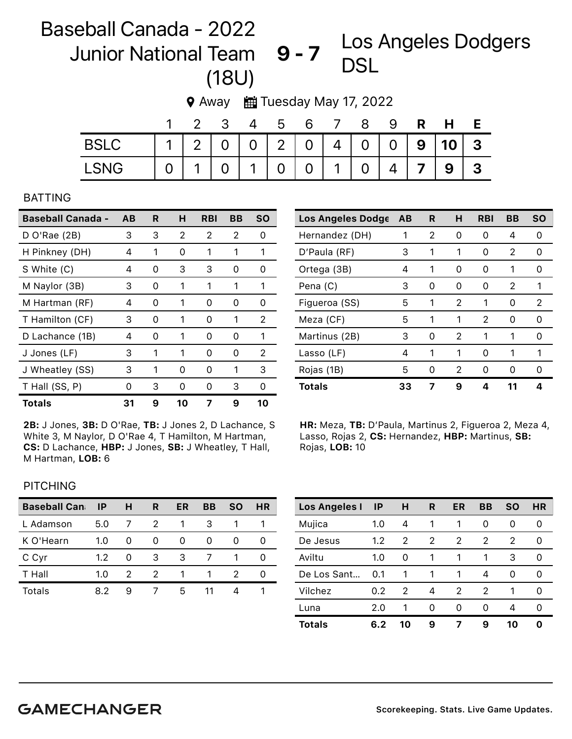# Baseball Canada - 2022 Junior National Team (18U) **9 - 7** Los Angeles Dodgers DSL

Away | Tuesday May 17, 2022

| | 1 | 2 | 3 | 4 | 5 | 6 | 7 | 8 | 9 | R | H | E |
|---|---|---|---|---|---|---|---|---|---|---|---|---|
| BSLC | 1 | 2 | 0 | 0 | 2 | 0 | 4 | 0 | 0 | 9 | 10 | 3 |
| LSNG | 0 | 1 | 0 | 1 | 0 | 0 | 1 | 0 | 4 | 7 | 9 | 3 |

## BATTING

| Baseball Canada - | AB | R | H | RBI | BB | SO |
|---|---|---|---|---|---|---|
| D O'Rae (2B) | 3 | 3 | 2 | 2 | 2 | 0 |
| H Pinkney (DH) | 4 | 1 | 0 | 1 | 1 | 1 |
| S White (C) | 4 | 0 | 3 | 3 | 0 | 0 |
| M Naylor (3B) | 3 | 0 | 1 | 1 | 1 | 1 |
| M Hartman (RF) | 4 | 0 | 1 | 0 | 0 | 0 |
| T Hamilton (CF) | 3 | 0 | 1 | 0 | 1 | 2 |
| D Lachance (1B) | 4 | 0 | 1 | 0 | 0 | 1 |
| J Jones (LF) | 3 | 1 | 1 | 0 | 0 | 2 |
| J Wheatley (SS) | 3 | 1 | 0 | 0 | 1 | 3 |
| T Hall (SS, P) | 0 | 3 | 0 | 0 | 3 | 0 |
| **Totals** | **31** | **9** | **10** | **7** | **9** | **10** |

**2B:** J Jones, **3B:** D O'Rae, **TB:** J Jones 2, D Lachance, S White 3, M Naylor, D O'Rae 4, T Hamilton, M Hartman, **CS:** D Lachance, **HBP:** J Jones, **SB:** J Wheatley, T Hall, M Hartman, **LOB:** 6

| Los Angeles Dodge | AB | R | H | RBI | BB | SO |
|---|---|---|---|---|---|---|
| Hernandez (DH) | 1 | 2 | 0 | 0 | 4 | 0 |
| D'Paula (RF) | 3 | 1 | 1 | 0 | 2 | 0 |
| Ortega (3B) | 4 | 1 | 0 | 0 | 1 | 0 |
| Pena (C) | 3 | 0 | 0 | 0 | 2 | 1 |
| Figueroa (SS) | 5 | 1 | 2 | 1 | 0 | 2 |
| Meza (CF) | 5 | 1 | 1 | 2 | 0 | 0 |
| Martinus (2B) | 3 | 0 | 2 | 1 | 1 | 0 |
| Lasso (LF) | 4 | 1 | 1 | 0 | 1 | 1 |
| Rojas (1B) | 5 | 0 | 2 | 0 | 0 | 0 |
| **Totals** | **33** | **7** | **9** | **4** | **11** | **4** |

**HR:** Meza, **TB:** D'Paula, Martinus 2, Figueroa 2, Meza 4, Lasso, Rojas 2, **CS:** Hernandez, **HBP:** Martinus, **SB:** Rojas, **LOB:** 10

## PITCHING

| Baseball Can | IP | H | R | ER | BB | SO | HR |
|---|---|---|---|---|---|---|---|
| L Adamson | 5.0 | 7 | 2 | 1 | 3 | 1 | 1 |
| K O'Hearn | 1.0 | 0 | 0 | 0 | 0 | 0 | 0 |
| C Cyr | 1.2 | 0 | 3 | 3 | 7 | 1 | 0 |
| T Hall | 1.0 | 2 | 2 | 1 | 1 | 2 | 0 |
| Totals | 8.2 | 9 | 7 | 5 | 11 | 4 | 1 |

| Los Angeles I | IP | H | R | ER | BB | SO | HR |
|---|---|---|---|---|---|---|---|
| Mujica | 1.0 | 4 | 1 | 1 | 0 | 0 | 0 |
| De Jesus | 1.2 | 2 | 2 | 2 | 2 | 2 | 0 |
| Aviltu | 1.0 | 0 | 1 | 1 | 1 | 3 | 0 |
| De Los Sant... | 0.1 | 1 | 1 | 1 | 4 | 0 | 0 |
| Vilchez | 0.2 | 2 | 4 | 2 | 2 | 1 | 0 |
| Luna | 2.0 | 1 | 0 | 0 | 0 | 4 | 0 |
| **Totals** | **6.2** | **10** | **9** | **7** | **9** | **10** | **0** |

GAMECHANGER

Scorekeeping. Stats. Live Game Updates.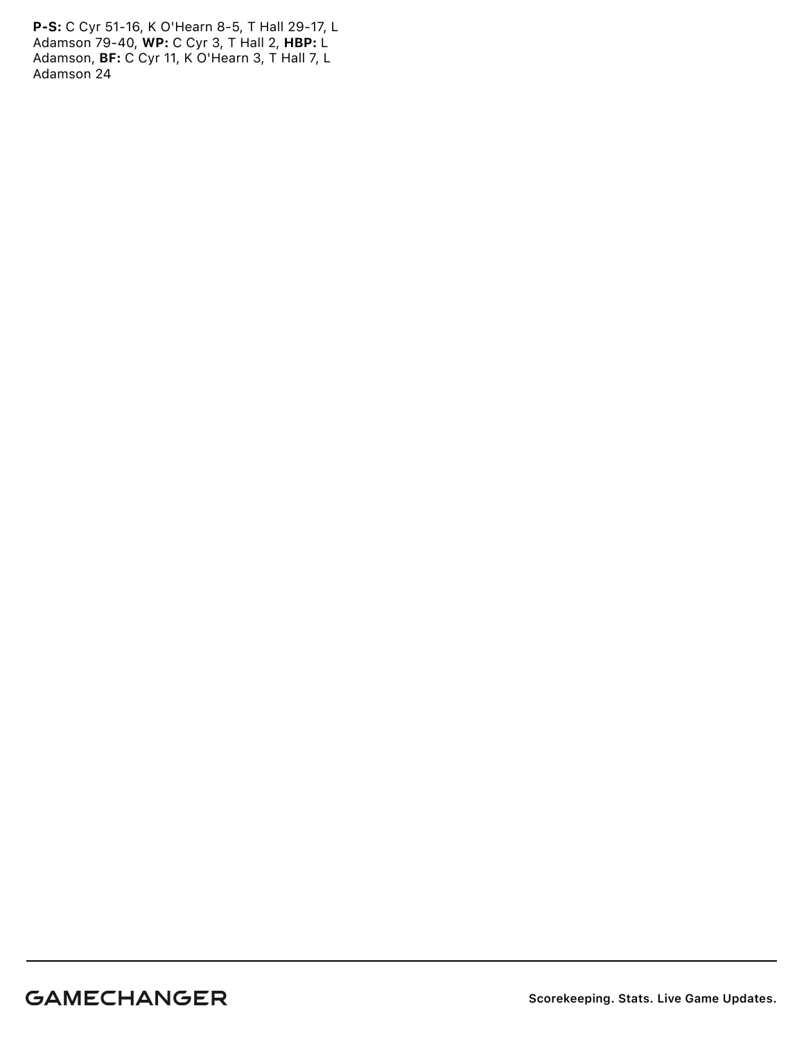**P-S:** C Cyr 51-16, K O'Hearn 8-5, T Hall 29-17, L Adamson 79-40, **WP:** C Cyr 3, T Hall 2, **HBP:** L Adamson, **BF:** C Cyr 11, K O'Hearn 3, T Hall 7, L Adamson 24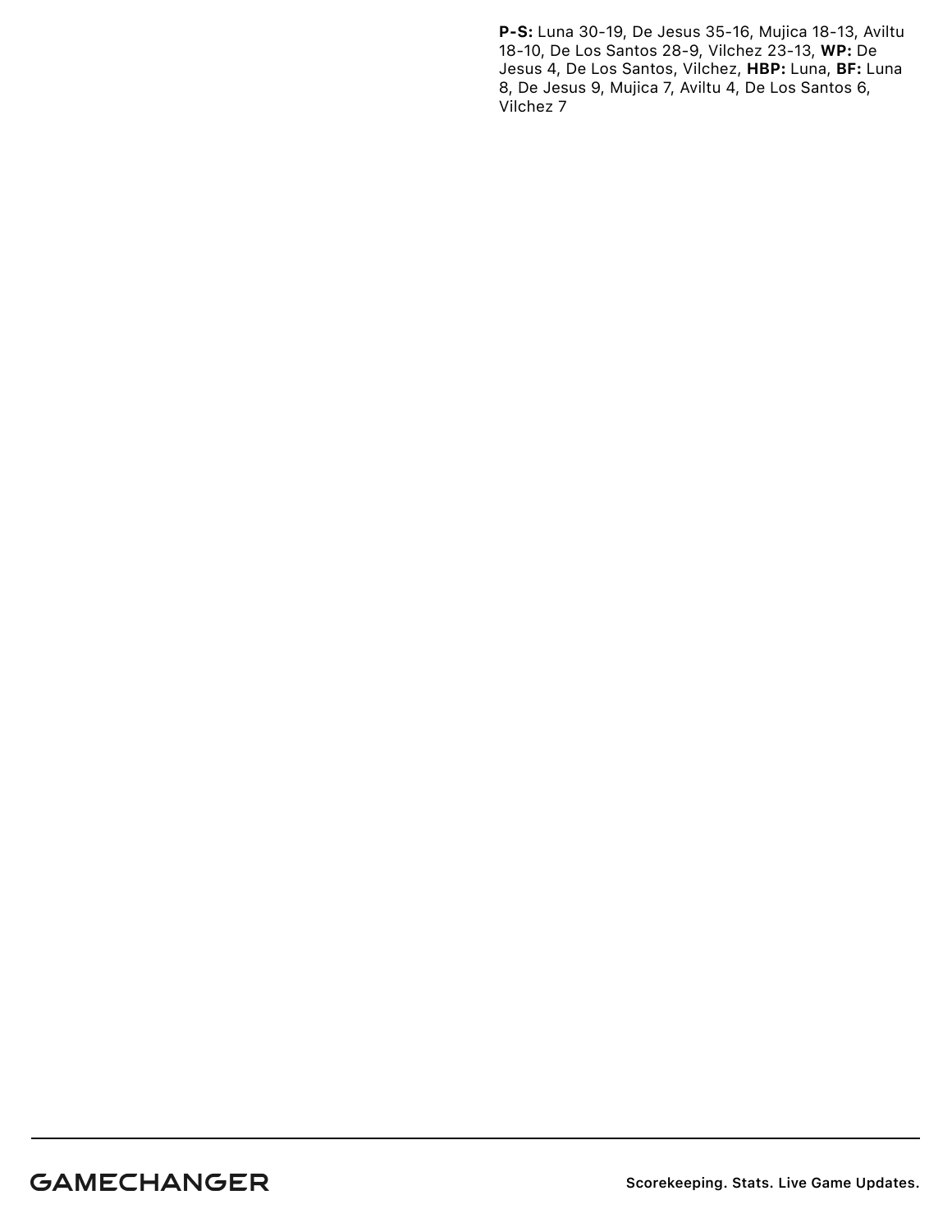**P-S:** Luna 30-19, De Jesus 35-16, Mujica 18-13, Aviltu 18-10, De Los Santos 28-9, Vilchez 23-13, **WP:** De Jesus 4, De Los Santos, Vilchez, **HBP:** Luna, **BF:** Luna 8, De Jesus 9, Mujica 7, Aviltu 4, De Los Santos 6, Vilchez 7